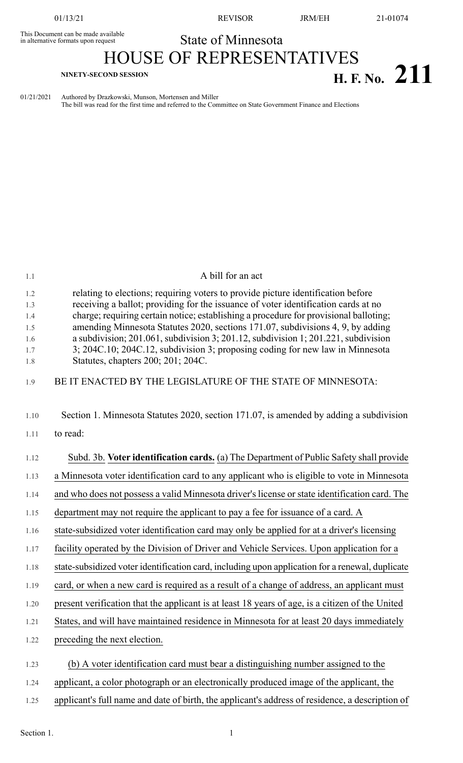This Document can be made available in alternative formats upon request

# State of Minnesota

# HOUSE OF REPRESENTATIVES

**NINETY-SECOND SESSION**

# H. F. No. 211

01/21/2021 Authored by Drazkowski, Munson, Mortensen and Miller
The bill was read for the first time and referred to the Committee on State Government Finance and Elections

A bill for an act

relating to elections; requiring voters to provide picture identification before receiving a ballot; providing for the issuance of voter identification cards at no charge; requiring certain notice; establishing a procedure for provisional balloting; amending Minnesota Statutes 2020, sections 171.07, subdivisions 4, 9, by adding a subdivision; 201.061, subdivision 3; 201.12, subdivision 1; 201.221, subdivision 3; 204C.10; 204C.12, subdivision 3; proposing coding for new law in Minnesota Statutes, chapters 200; 201; 204C.

BE IT ENACTED BY THE LEGISLATURE OF THE STATE OF MINNESOTA:

Section 1. Minnesota Statutes 2020, section 171.07, is amended by adding a subdivision to read:

Subd. 3b. **Voter identification cards.** (a) The Department of Public Safety shall provide a Minnesota voter identification card to any applicant who is eligible to vote in Minnesota and who does not possess a valid Minnesota driver's license or state identification card. The department may not require the applicant to pay a fee for issuance of a card. A state-subsidized voter identification card may only be applied for at a driver's licensing facility operated by the Division of Driver and Vehicle Services. Upon application for a state-subsidized voter identification card, including upon application for a renewal, duplicate card, or when a new card is required as a result of a change of address, an applicant must present verification that the applicant is at least 18 years of age, is a citizen of the United States, and will have maintained residence in Minnesota for at least 20 days immediately preceding the next election.

(b) A voter identification card must bear a distinguishing number assigned to the applicant, a color photograph or an electronically produced image of the applicant, the applicant's full name and date of birth, the applicant's address of residence, a description of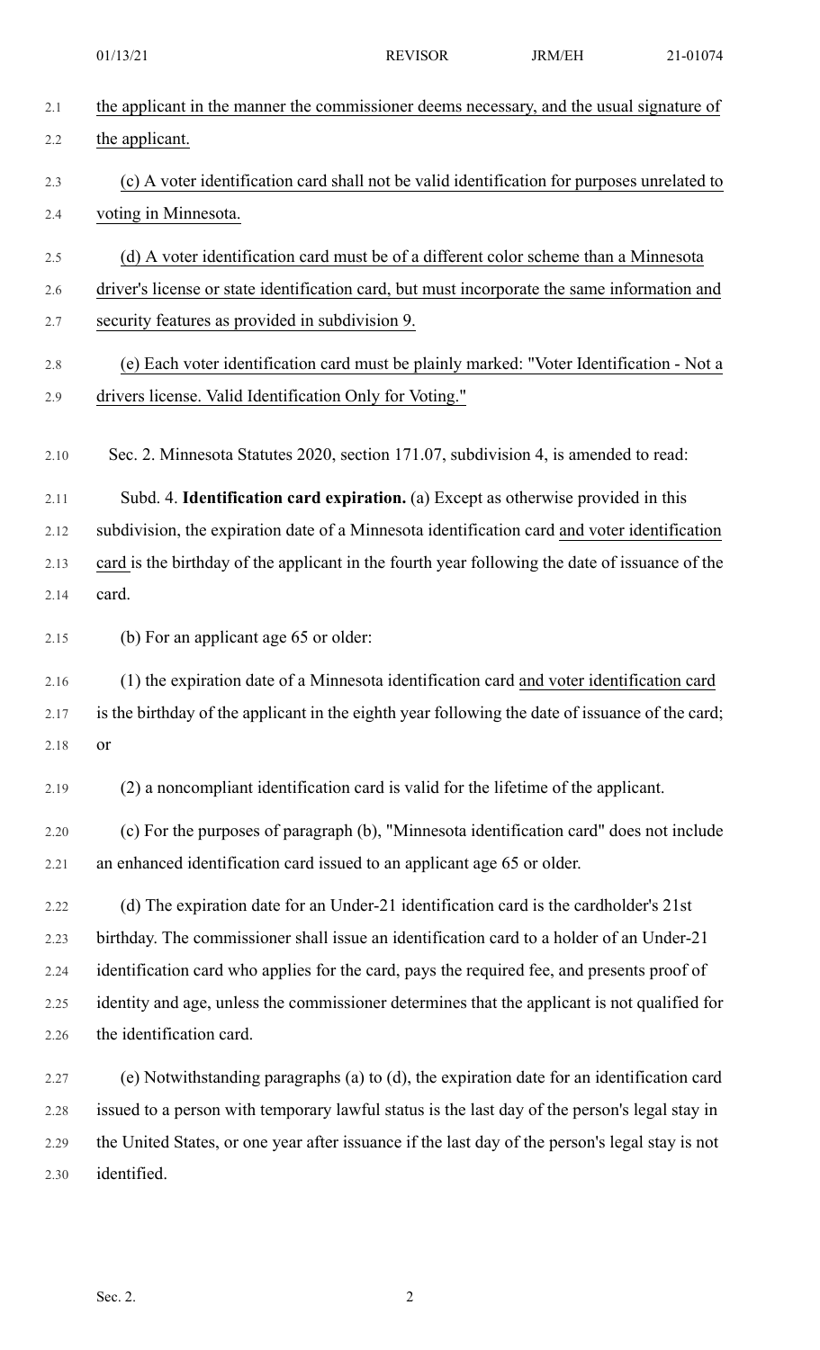the applicant in the manner the commissioner deems necessary, and the usual signature of the applicant.

(c) A voter identification card shall not be valid identification for purposes unrelated to voting in Minnesota.

(d) A voter identification card must be of a different color scheme than a Minnesota driver's license or state identification card, but must incorporate the same information and security features as provided in subdivision 9.

(e) Each voter identification card must be plainly marked: "Voter Identification - Not a drivers license. Valid Identification Only for Voting."

Sec. 2. Minnesota Statutes 2020, section 171.07, subdivision 4, is amended to read:

Subd. 4. **Identification card expiration.** (a) Except as otherwise provided in this subdivision, the expiration date of a Minnesota identification card and voter identification card is the birthday of the applicant in the fourth year following the date of issuance of the card.

(b) For an applicant age 65 or older:

(1) the expiration date of a Minnesota identification card and voter identification card is the birthday of the applicant in the eighth year following the date of issuance of the card; or

(2) a noncompliant identification card is valid for the lifetime of the applicant.

(c) For the purposes of paragraph (b), "Minnesota identification card" does not include an enhanced identification card issued to an applicant age 65 or older.

(d) The expiration date for an Under-21 identification card is the cardholder's 21st birthday. The commissioner shall issue an identification card to a holder of an Under-21 identification card who applies for the card, pays the required fee, and presents proof of identity and age, unless the commissioner determines that the applicant is not qualified for the identification card.

(e) Notwithstanding paragraphs (a) to (d), the expiration date for an identification card issued to a person with temporary lawful status is the last day of the person's legal stay in the United States, or one year after issuance if the last day of the person's legal stay is not identified.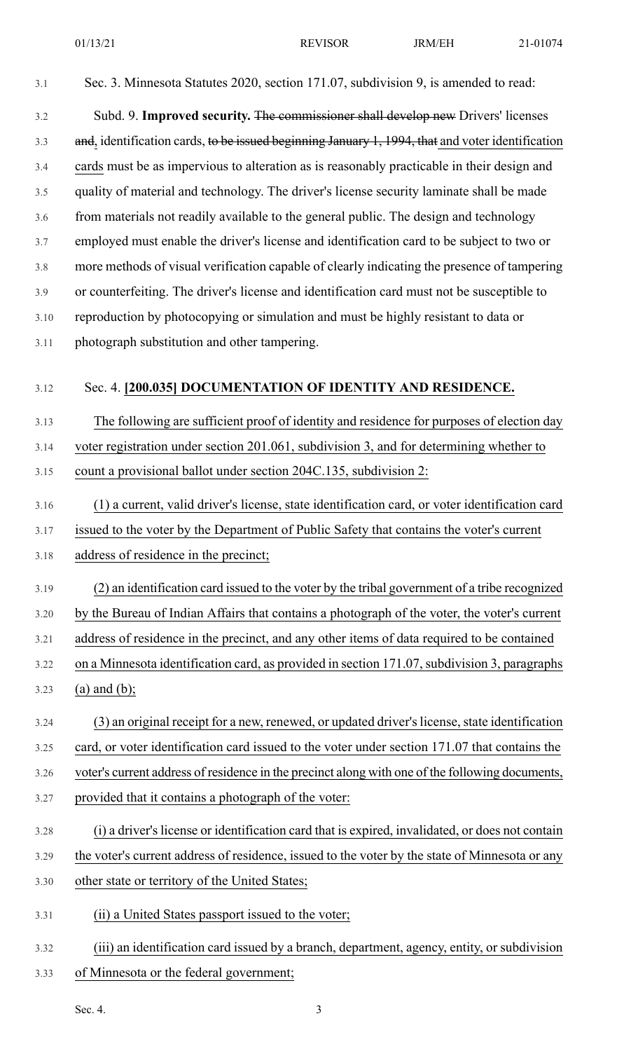Sec. 3. Minnesota Statutes 2020, section 171.07, subdivision 9, is amended to read:

Subd. 9. **Improved security.** ~~The commissioner shall develop new~~ Drivers' licenses ~~and~~, identification cards, ~~to be issued beginning January 1, 1994, that~~ and voter identification cards must be as impervious to alteration as is reasonably practicable in their design and quality of material and technology. The driver's license security laminate shall be made from materials not readily available to the general public. The design and technology employed must enable the driver's license and identification card to be subject to two or more methods of visual verification capable of clearly indicating the presence of tampering or counterfeiting. The driver's license and identification card must not be susceptible to reproduction by photocopying or simulation and must be highly resistant to data or photograph substitution and other tampering.

Sec. 4. **[200.035] DOCUMENTATION OF IDENTITY AND RESIDENCE.**

The following are sufficient proof of identity and residence for purposes of election day voter registration under section 201.061, subdivision 3, and for determining whether to count a provisional ballot under section 204C.135, subdivision 2:

(1) a current, valid driver's license, state identification card, or voter identification card issued to the voter by the Department of Public Safety that contains the voter's current address of residence in the precinct;

(2) an identification card issued to the voter by the tribal government of a tribe recognized by the Bureau of Indian Affairs that contains a photograph of the voter, the voter's current address of residence in the precinct, and any other items of data required to be contained on a Minnesota identification card, as provided in section 171.07, subdivision 3, paragraphs (a) and (b);

(3) an original receipt for a new, renewed, or updated driver's license, state identification card, or voter identification card issued to the voter under section 171.07 that contains the voter's current address of residence in the precinct along with one of the following documents, provided that it contains a photograph of the voter:

(i) a driver's license or identification card that is expired, invalidated, or does not contain the voter's current address of residence, issued to the voter by the state of Minnesota or any other state or territory of the United States;

(ii) a United States passport issued to the voter;

(iii) an identification card issued by a branch, department, agency, entity, or subdivision of Minnesota or the federal government;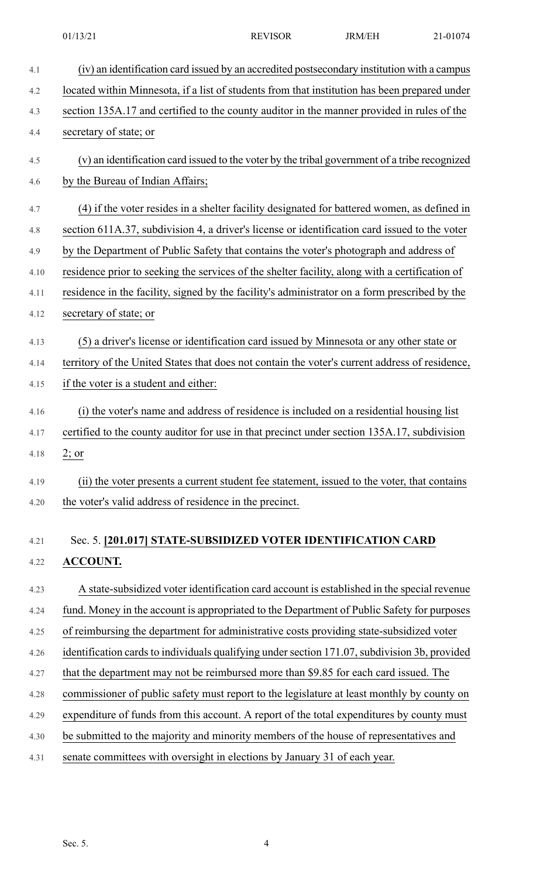(iv) an identification card issued by an accredited postsecondary institution with a campus located within Minnesota, if a list of students from that institution has been prepared under section 135A.17 and certified to the county auditor in the manner provided in rules of the secretary of state; or

(v) an identification card issued to the voter by the tribal government of a tribe recognized by the Bureau of Indian Affairs;

(4) if the voter resides in a shelter facility designated for battered women, as defined in section 611A.37, subdivision 4, a driver's license or identification card issued to the voter by the Department of Public Safety that contains the voter's photograph and address of residence prior to seeking the services of the shelter facility, along with a certification of residence in the facility, signed by the facility's administrator on a form prescribed by the secretary of state; or

(5) a driver's license or identification card issued by Minnesota or any other state or territory of the United States that does not contain the voter's current address of residence, if the voter is a student and either:

(i) the voter's name and address of residence is included on a residential housing list certified to the county auditor for use in that precinct under section 135A.17, subdivision 2; or

(ii) the voter presents a current student fee statement, issued to the voter, that contains the voter's valid address of residence in the precinct.

Sec. 5. **[201.017] STATE-SUBSIDIZED VOTER IDENTIFICATION CARD ACCOUNT.**

A state-subsidized voter identification card account is established in the special revenue fund. Money in the account is appropriated to the Department of Public Safety for purposes of reimbursing the department for administrative costs providing state-subsidized voter identification cards to individuals qualifying under section 171.07, subdivision 3b, provided that the department may not be reimbursed more than $9.85 for each card issued. The commissioner of public safety must report to the legislature at least monthly by county on expenditure of funds from this account. A report of the total expenditures by county must be submitted to the majority and minority members of the house of representatives and senate committees with oversight in elections by January 31 of each year.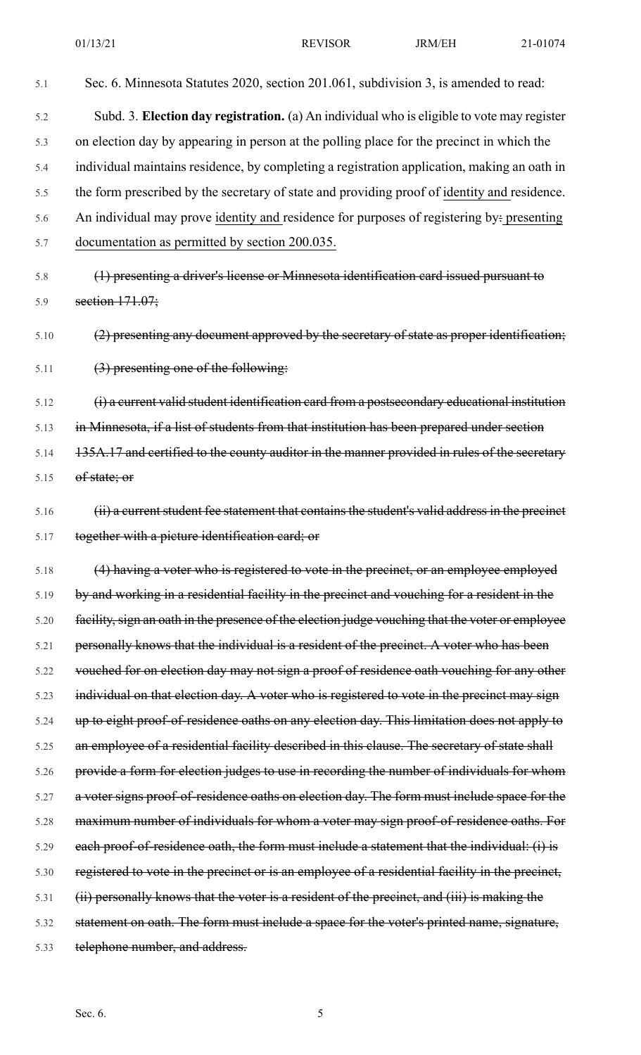Sec. 6. Minnesota Statutes 2020, section 201.061, subdivision 3, is amended to read:

Subd. 3. **Election day registration.** (a) An individual who is eligible to vote may register on election day by appearing in person at the polling place for the precinct in which the individual maintains residence, by completing a registration application, making an oath in the form prescribed by the secretary of state and providing proof of <u>identity and</u> residence. An individual may prove <u>identity and</u> residence for purposes of registering by~~:~~ <u>presenting documentation as permitted by section 200.035.</u>

~~(1) presenting a driver's license or Minnesota identification card issued pursuant to section 171.07;~~

~~(2) presenting any document approved by the secretary of state as proper identification;~~

~~(3) presenting one of the following:~~

~~(i) a current valid student identification card from a postsecondary educational institution in Minnesota, if a list of students from that institution has been prepared under section 135A.17 and certified to the county auditor in the manner provided in rules of the secretary of state; or~~

~~(ii) a current student fee statement that contains the student's valid address in the precinct together with a picture identification card; or~~

~~(4) having a voter who is registered to vote in the precinct, or an employee employed by and working in a residential facility in the precinct and vouching for a resident in the facility, sign an oath in the presence of the election judge vouching that the voter or employee personally knows that the individual is a resident of the precinct. A voter who has been vouched for on election day may not sign a proof of residence oath vouching for any other individual on that election day. A voter who is registered to vote in the precinct may sign up to eight proof-of-residence oaths on any election day. This limitation does not apply to an employee of a residential facility described in this clause. The secretary of state shall provide a form for election judges to use in recording the number of individuals for whom a voter signs proof-of-residence oaths on election day. The form must include space for the maximum number of individuals for whom a voter may sign proof-of-residence oaths. For each proof-of-residence oath, the form must include a statement that the individual: (i) is registered to vote in the precinct or is an employee of a residential facility in the precinct, (ii) personally knows that the voter is a resident of the precinct, and (iii) is making the statement on oath. The form must include a space for the voter's printed name, signature, telephone number, and address.~~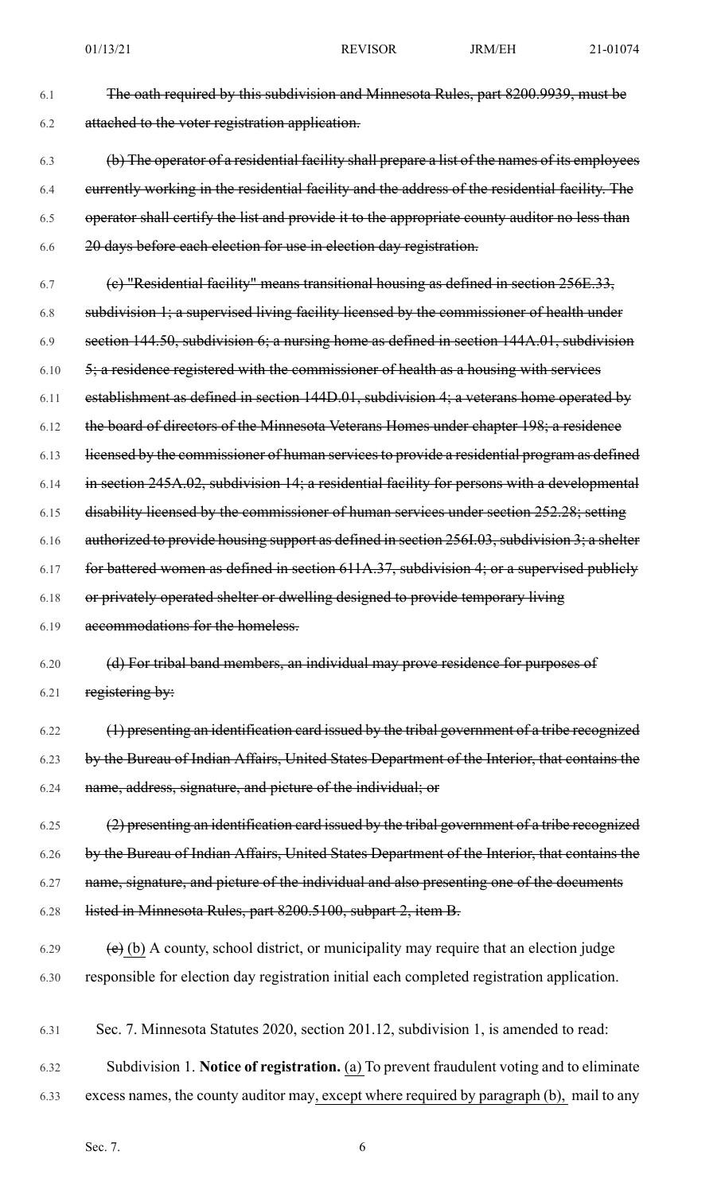6.1 ~~The oath required by this subdivision and Minnesota Rules, part 8200.9939, must be~~
6.2 ~~attached to the voter registration application.~~

6.3 ~~(b) The operator of a residential facility shall prepare a list of the names of its employees~~
6.4 ~~currently working in the residential facility and the address of the residential facility. The~~
6.5 ~~operator shall certify the list and provide it to the appropriate county auditor no less than~~
6.6 ~~20 days before each election for use in election day registration.~~

6.7 ~~(c) "Residential facility" means transitional housing as defined in section 256E.33,~~
6.8 ~~subdivision 1; a supervised living facility licensed by the commissioner of health under~~
6.9 ~~section 144.50, subdivision 6; a nursing home as defined in section 144A.01, subdivision~~
6.10 ~~5; a residence registered with the commissioner of health as a housing with services~~
6.11 ~~establishment as defined in section 144D.01, subdivision 4; a veterans home operated by~~
6.12 ~~the board of directors of the Minnesota Veterans Homes under chapter 198; a residence~~
6.13 ~~licensed by the commissioner of human services to provide a residential program as defined~~
6.14 ~~in section 245A.02, subdivision 14; a residential facility for persons with a developmental~~
6.15 ~~disability licensed by the commissioner of human services under section 252.28; setting~~
6.16 ~~authorized to provide housing support as defined in section 256I.03, subdivision 3; a shelter~~
6.17 ~~for battered women as defined in section 611A.37, subdivision 4; or a supervised publicly~~
6.18 ~~or privately operated shelter or dwelling designed to provide temporary living~~
6.19 ~~accommodations for the homeless.~~

6.20 ~~(d) For tribal band members, an individual may prove residence for purposes of~~
6.21 ~~registering by:~~

6.22 ~~(1) presenting an identification card issued by the tribal government of a tribe recognized~~
6.23 ~~by the Bureau of Indian Affairs, United States Department of the Interior, that contains the~~
6.24 ~~name, address, signature, and picture of the individual; or~~

6.25 ~~(2) presenting an identification card issued by the tribal government of a tribe recognized~~
6.26 ~~by the Bureau of Indian Affairs, United States Department of the Interior, that contains the~~
6.27 ~~name, signature, and picture of the individual and also presenting one of the documents~~
6.28 ~~listed in Minnesota Rules, part 8200.5100, subpart 2, item B.~~

6.29 ~~(e)~~ (b) A county, school district, or municipality may require that an election judge
6.30 responsible for election day registration initial each completed registration application.

6.31 Sec. 7. Minnesota Statutes 2020, section 201.12, subdivision 1, is amended to read:

6.32 Subdivision 1. **Notice of registration.** (a) To prevent fraudulent voting and to eliminate
6.33 excess names, the county auditor may, except where required by paragraph (b), mail to any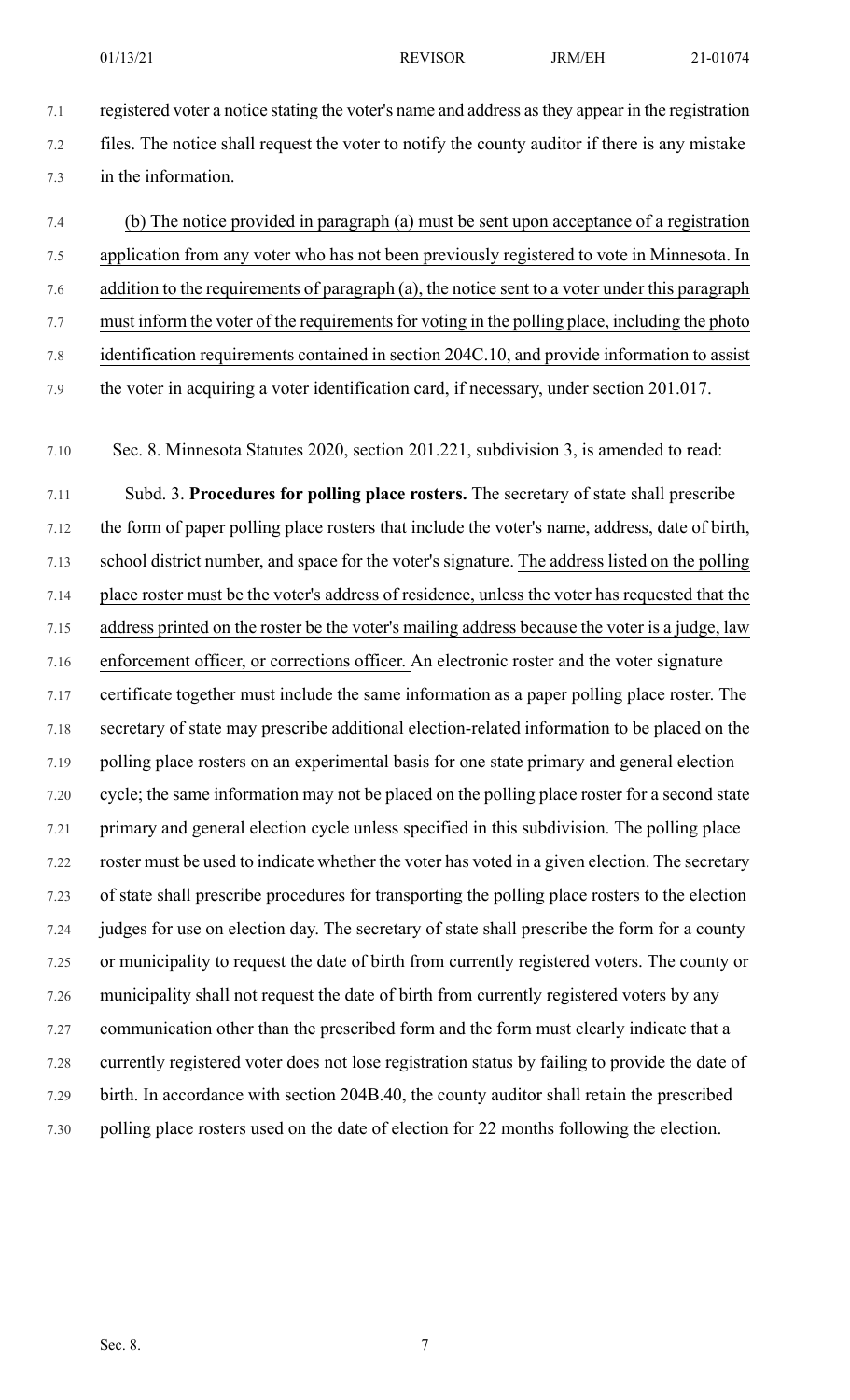registered voter a notice stating the voter's name and address as they appear in the registration files. The notice shall request the voter to notify the county auditor if there is any mistake in the information.

(b) The notice provided in paragraph (a) must be sent upon acceptance of a registration application from any voter who has not been previously registered to vote in Minnesota. In addition to the requirements of paragraph (a), the notice sent to a voter under this paragraph must inform the voter of the requirements for voting in the polling place, including the photo identification requirements contained in section 204C.10, and provide information to assist the voter in acquiring a voter identification card, if necessary, under section 201.017.

Sec. 8. Minnesota Statutes 2020, section 201.221, subdivision 3, is amended to read:

Subd. 3. **Procedures for polling place rosters.** The secretary of state shall prescribe the form of paper polling place rosters that include the voter's name, address, date of birth, school district number, and space for the voter's signature. The address listed on the polling place roster must be the voter's address of residence, unless the voter has requested that the address printed on the roster be the voter's mailing address because the voter is a judge, law enforcement officer, or corrections officer. An electronic roster and the voter signature certificate together must include the same information as a paper polling place roster. The secretary of state may prescribe additional election-related information to be placed on the polling place rosters on an experimental basis for one state primary and general election cycle; the same information may not be placed on the polling place roster for a second state primary and general election cycle unless specified in this subdivision. The polling place roster must be used to indicate whether the voter has voted in a given election. The secretary of state shall prescribe procedures for transporting the polling place rosters to the election judges for use on election day. The secretary of state shall prescribe the form for a county or municipality to request the date of birth from currently registered voters. The county or municipality shall not request the date of birth from currently registered voters by any communication other than the prescribed form and the form must clearly indicate that a currently registered voter does not lose registration status by failing to provide the date of birth. In accordance with section 204B.40, the county auditor shall retain the prescribed polling place rosters used on the date of election for 22 months following the election.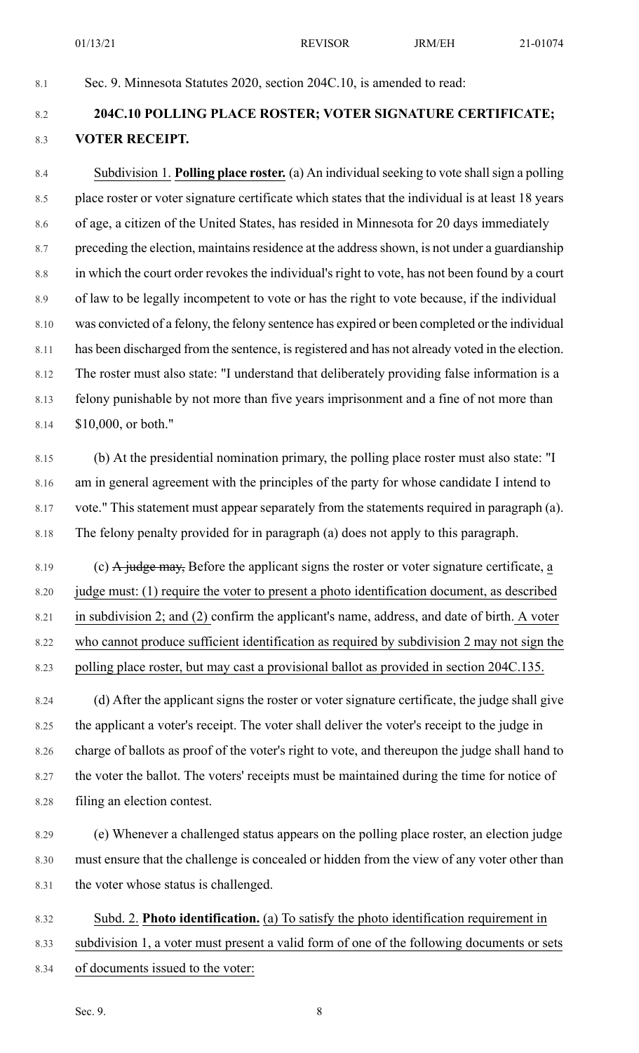Sec. 9. Minnesota Statutes 2020, section 204C.10, is amended to read:

**204C.10 POLLING PLACE ROSTER; VOTER SIGNATURE CERTIFICATE; VOTER RECEIPT.**

Subdivision 1. **Polling place roster.** (a) An individual seeking to vote shall sign a polling place roster or voter signature certificate which states that the individual is at least 18 years of age, a citizen of the United States, has resided in Minnesota for 20 days immediately preceding the election, maintains residence at the address shown, is not under a guardianship in which the court order revokes the individual's right to vote, has not been found by a court of law to be legally incompetent to vote or has the right to vote because, if the individual was convicted of a felony, the felony sentence has expired or been completed or the individual has been discharged from the sentence, is registered and has not already voted in the election. The roster must also state: "I understand that deliberately providing false information is a felony punishable by not more than five years imprisonment and a fine of not more than $10,000, or both."

(b) At the presidential nomination primary, the polling place roster must also state: "I am in general agreement with the principles of the party for whose candidate I intend to vote." This statement must appear separately from the statements required in paragraph (a). The felony penalty provided for in paragraph (a) does not apply to this paragraph.

(c) ~~A judge may,~~ Before the applicant signs the roster or voter signature certificate, a judge must: (1) require the voter to present a photo identification document, as described in subdivision 2; and (2) confirm the applicant's name, address, and date of birth. A voter who cannot produce sufficient identification as required by subdivision 2 may not sign the polling place roster, but may cast a provisional ballot as provided in section 204C.135.

(d) After the applicant signs the roster or voter signature certificate, the judge shall give the applicant a voter's receipt. The voter shall deliver the voter's receipt to the judge in charge of ballots as proof of the voter's right to vote, and thereupon the judge shall hand to the voter the ballot. The voters' receipts must be maintained during the time for notice of filing an election contest.

(e) Whenever a challenged status appears on the polling place roster, an election judge must ensure that the challenge is concealed or hidden from the view of any voter other than the voter whose status is challenged.

Subd. 2. **Photo identification.** (a) To satisfy the photo identification requirement in subdivision 1, a voter must present a valid form of one of the following documents or sets of documents issued to the voter: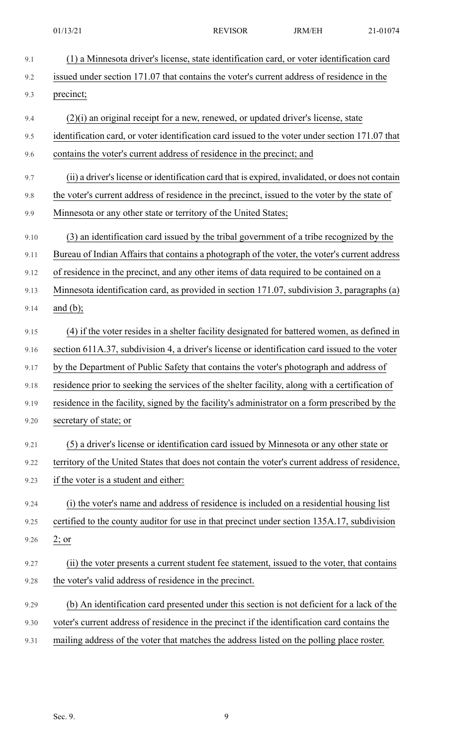(1) a Minnesota driver's license, state identification card, or voter identification card issued under section 171.07 that contains the voter's current address of residence in the precinct;

(2)(i) an original receipt for a new, renewed, or updated driver's license, state identification card, or voter identification card issued to the voter under section 171.07 that contains the voter's current address of residence in the precinct; and

(ii) a driver's license or identification card that is expired, invalidated, or does not contain the voter's current address of residence in the precinct, issued to the voter by the state of Minnesota or any other state or territory of the United States;

(3) an identification card issued by the tribal government of a tribe recognized by the Bureau of Indian Affairs that contains a photograph of the voter, the voter's current address of residence in the precinct, and any other items of data required to be contained on a Minnesota identification card, as provided in section 171.07, subdivision 3, paragraphs (a) and (b);

(4) if the voter resides in a shelter facility designated for battered women, as defined in section 611A.37, subdivision 4, a driver's license or identification card issued to the voter by the Department of Public Safety that contains the voter's photograph and address of residence prior to seeking the services of the shelter facility, along with a certification of residence in the facility, signed by the facility's administrator on a form prescribed by the secretary of state; or

(5) a driver's license or identification card issued by Minnesota or any other state or territory of the United States that does not contain the voter's current address of residence, if the voter is a student and either:

(i) the voter's name and address of residence is included on a residential housing list certified to the county auditor for use in that precinct under section 135A.17, subdivision 2; or

(ii) the voter presents a current student fee statement, issued to the voter, that contains the voter's valid address of residence in the precinct.

(b) An identification card presented under this section is not deficient for a lack of the voter's current address of residence in the precinct if the identification card contains the mailing address of the voter that matches the address listed on the polling place roster.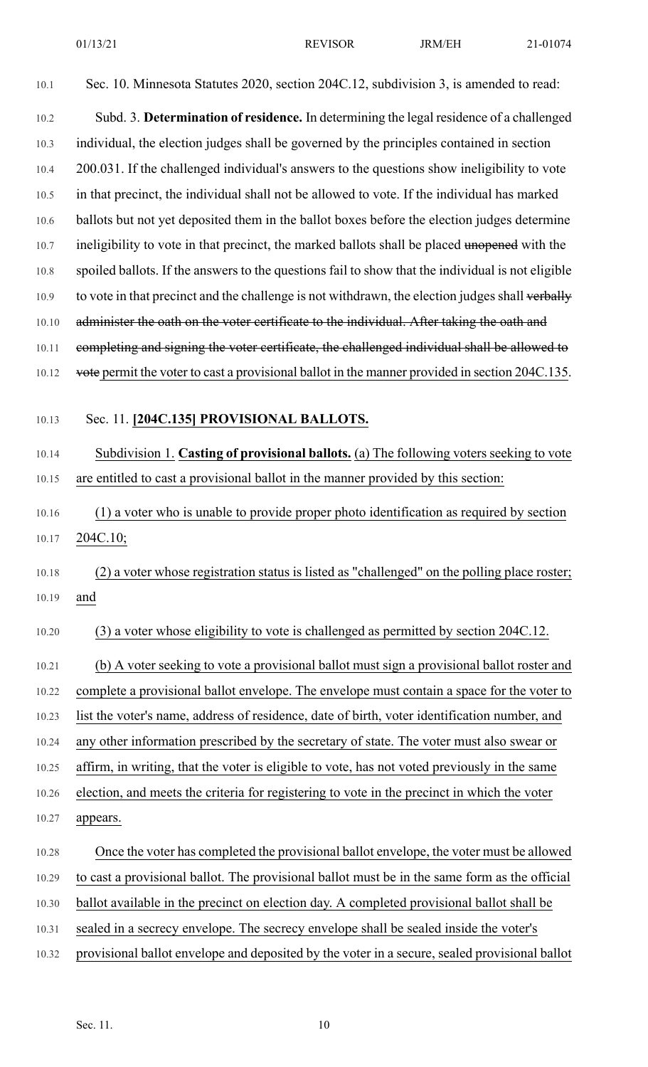Sec. 10. Minnesota Statutes 2020, section 204C.12, subdivision 3, is amended to read:

Subd. 3. **Determination of residence.** In determining the legal residence of a challenged individual, the election judges shall be governed by the principles contained in section 200.031. If the challenged individual's answers to the questions show ineligibility to vote in that precinct, the individual shall not be allowed to vote. If the individual has marked ballots but not yet deposited them in the ballot boxes before the election judges determine ineligibility to vote in that precinct, the marked ballots shall be placed ~~unopened~~ with the spoiled ballots. If the answers to the questions fail to show that the individual is not eligible to vote in that precinct and the challenge is not withdrawn, the election judges shall ~~verbally administer the oath on the voter certificate to the individual. After taking the oath and completing and signing the voter certificate, the challenged individual shall be allowed to vote~~ permit the voter to cast a provisional ballot in the manner provided in section 204C.135.

Sec. 11. **[204C.135] PROVISIONAL BALLOTS.**

Subdivision 1. **Casting of provisional ballots.** (a) The following voters seeking to vote are entitled to cast a provisional ballot in the manner provided by this section:

(1) a voter who is unable to provide proper photo identification as required by section 204C.10;

(2) a voter whose registration status is listed as "challenged" on the polling place roster; and

(3) a voter whose eligibility to vote is challenged as permitted by section 204C.12.

(b) A voter seeking to vote a provisional ballot must sign a provisional ballot roster and complete a provisional ballot envelope. The envelope must contain a space for the voter to list the voter's name, address of residence, date of birth, voter identification number, and any other information prescribed by the secretary of state. The voter must also swear or affirm, in writing, that the voter is eligible to vote, has not voted previously in the same election, and meets the criteria for registering to vote in the precinct in which the voter appears.

Once the voter has completed the provisional ballot envelope, the voter must be allowed to cast a provisional ballot. The provisional ballot must be in the same form as the official ballot available in the precinct on election day. A completed provisional ballot shall be sealed in a secrecy envelope. The secrecy envelope shall be sealed inside the voter's provisional ballot envelope and deposited by the voter in a secure, sealed provisional ballot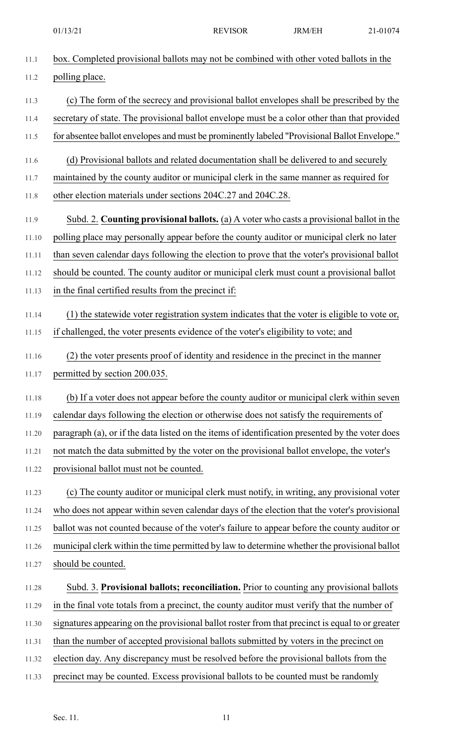box. Completed provisional ballots may not be combined with other voted ballots in the polling place.

(c) The form of the secrecy and provisional ballot envelopes shall be prescribed by the secretary of state. The provisional ballot envelope must be a color other than that provided for absentee ballot envelopes and must be prominently labeled "Provisional Ballot Envelope."

(d) Provisional ballots and related documentation shall be delivered to and securely maintained by the county auditor or municipal clerk in the same manner as required for other election materials under sections 204C.27 and 204C.28.

Subd. 2. **Counting provisional ballots.** (a) A voter who casts a provisional ballot in the polling place may personally appear before the county auditor or municipal clerk no later than seven calendar days following the election to prove that the voter's provisional ballot should be counted. The county auditor or municipal clerk must count a provisional ballot in the final certified results from the precinct if:

(1) the statewide voter registration system indicates that the voter is eligible to vote or, if challenged, the voter presents evidence of the voter's eligibility to vote; and

(2) the voter presents proof of identity and residence in the precinct in the manner permitted by section 200.035.

(b) If a voter does not appear before the county auditor or municipal clerk within seven calendar days following the election or otherwise does not satisfy the requirements of paragraph (a), or if the data listed on the items of identification presented by the voter does not match the data submitted by the voter on the provisional ballot envelope, the voter's provisional ballot must not be counted.

(c) The county auditor or municipal clerk must notify, in writing, any provisional voter who does not appear within seven calendar days of the election that the voter's provisional ballot was not counted because of the voter's failure to appear before the county auditor or municipal clerk within the time permitted by law to determine whether the provisional ballot should be counted.

Subd. 3. **Provisional ballots; reconciliation.** Prior to counting any provisional ballots in the final vote totals from a precinct, the county auditor must verify that the number of signatures appearing on the provisional ballot roster from that precinct is equal to or greater than the number of accepted provisional ballots submitted by voters in the precinct on election day. Any discrepancy must be resolved before the provisional ballots from the precinct may be counted. Excess provisional ballots to be counted must be randomly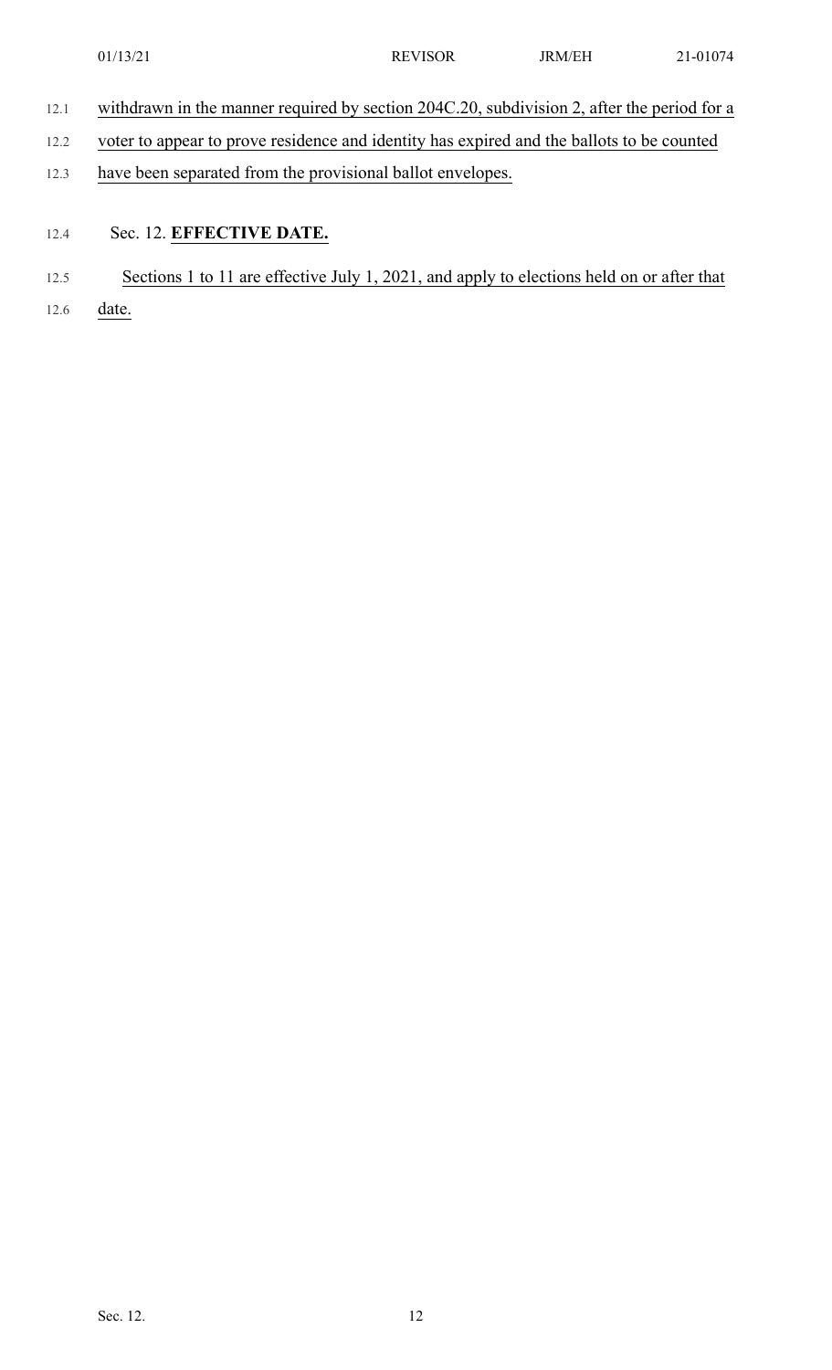withdrawn in the manner required by section 204C.20, subdivision 2, after the period for a voter to appear to prove residence and identity has expired and the ballots to be counted have been separated from the provisional ballot envelopes.

Sec. 12. **EFFECTIVE DATE.**

Sections 1 to 11 are effective July 1, 2021, and apply to elections held on or after that date.